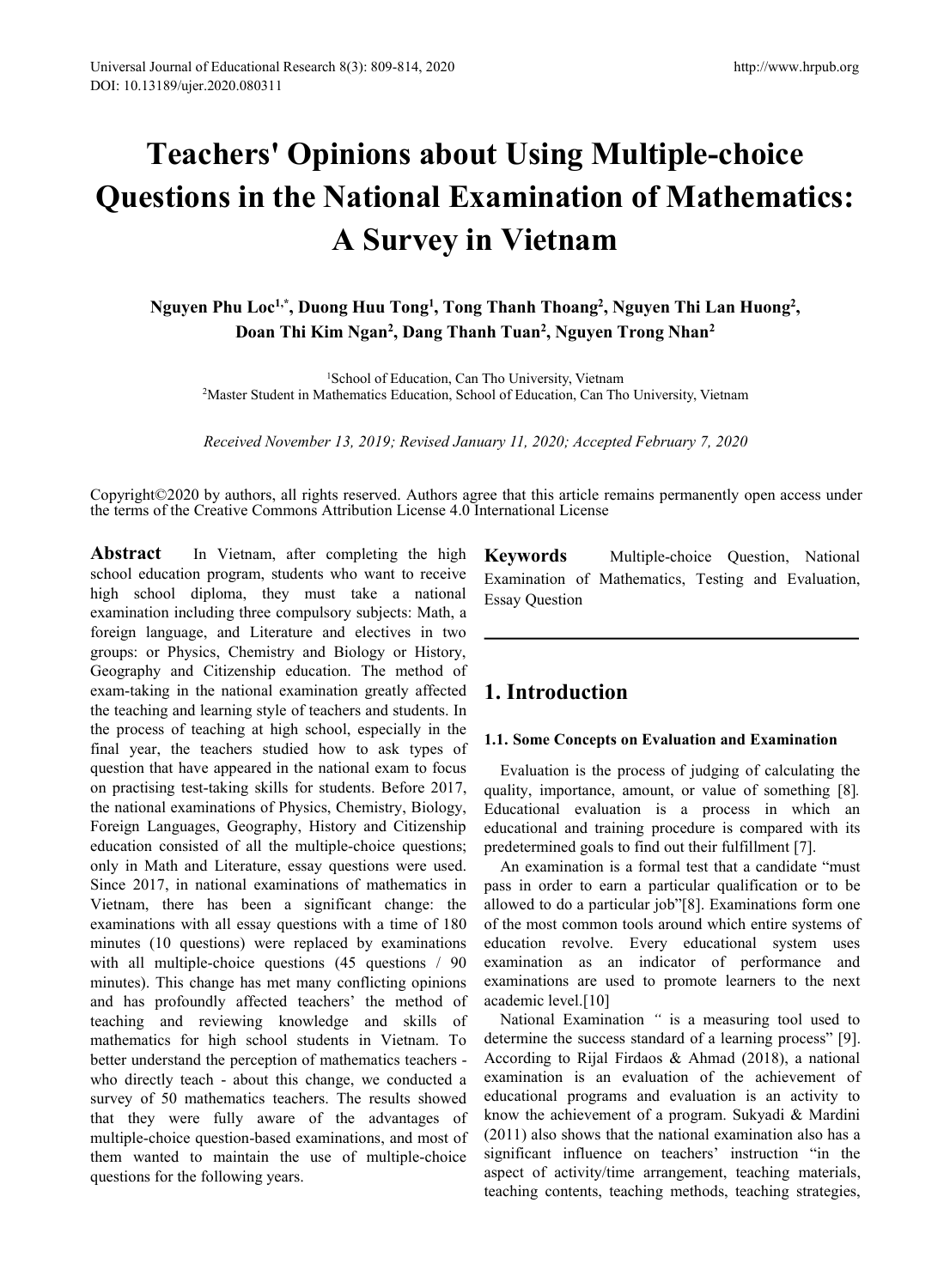# Teachers' Opinions about Using Multiple-choice Questions in the National Examination of Mathematics: A Survey in Vietnam

**Nguyen Phu Loc[1,*], Duong Huu Tong[1], Tong Thanh Thoang[2], Nguyen Thi Lan Huong[2], Doan Thi Kim Ngan[2], Dang Thanh Tuan[2], Nguyen Trong Nhan[2]**

[1]School of Education, Can Tho University, Vietnam
[2]Master Student in Mathematics Education, School of Education, Can Tho University, Vietnam

*Received November 13, 2019; Revised January 11, 2020; Accepted February 7, 2020*

Copyright©2020 by authors, all rights reserved. Authors agree that this article remains permanently open access under the terms of the Creative Commons Attribution License 4.0 International License

**Abstract** In Vietnam, after completing the high school education program, students who want to receive high school diploma, they must take a national examination including three compulsory subjects: Math, a foreign language, and Literature and electives in two groups: or Physics, Chemistry and Biology or History, Geography and Citizenship education. The method of exam-taking in the national examination greatly affected the teaching and learning style of teachers and students. In the process of teaching at high school, especially in the final year, the teachers studied how to ask types of question that have appeared in the national exam to focus on practising test-taking skills for students. Before 2017, the national examinations of Physics, Chemistry, Biology, Foreign Languages, Geography, History and Citizenship education consisted of all the multiple-choice questions; only in Math and Literature, essay questions were used. Since 2017, in national examinations of mathematics in Vietnam, there has been a significant change: the examinations with all essay questions with a time of 180 minutes (10 questions) were replaced by examinations with all multiple-choice questions (45 questions / 90 minutes). This change has met many conflicting opinions and has profoundly affected teachers' the method of teaching and reviewing knowledge and skills of mathematics for high school students in Vietnam. To better understand the perception of mathematics teachers - who directly teach - about this change, we conducted a survey of 50 mathematics teachers. The results showed that they were fully aware of the advantages of multiple-choice question-based examinations, and most of them wanted to maintain the use of multiple-choice questions for the following years.

**Keywords** Multiple-choice Question, National Examination of Mathematics, Testing and Evaluation, Essay Question

## 1. Introduction

### 1.1. Some Concepts on Evaluation and Examination

Evaluation is the process of judging of calculating the quality, importance, amount, or value of something [8]. Educational evaluation is a process in which an educational and training procedure is compared with its predetermined goals to find out their fulfillment [7].

An examination is a formal test that a candidate "must pass in order to earn a particular qualification or to be allowed to do a particular job"[8]. Examinations form one of the most common tools around which entire systems of education revolve. Every educational system uses examination as an indicator of performance and examinations are used to promote learners to the next academic level.[10]

National Examination " is a measuring tool used to determine the success standard of a learning process" [9]. According to Rijal Firdaos & Ahmad (2018), a national examination is an evaluation of the achievement of educational programs and evaluation is an activity to know the achievement of a program. Sukyadi & Mardini (2011) also shows that the national examination also has a significant influence on teachers' instruction "in the aspect of activity/time arrangement, teaching materials, teaching contents, teaching methods, teaching strategies,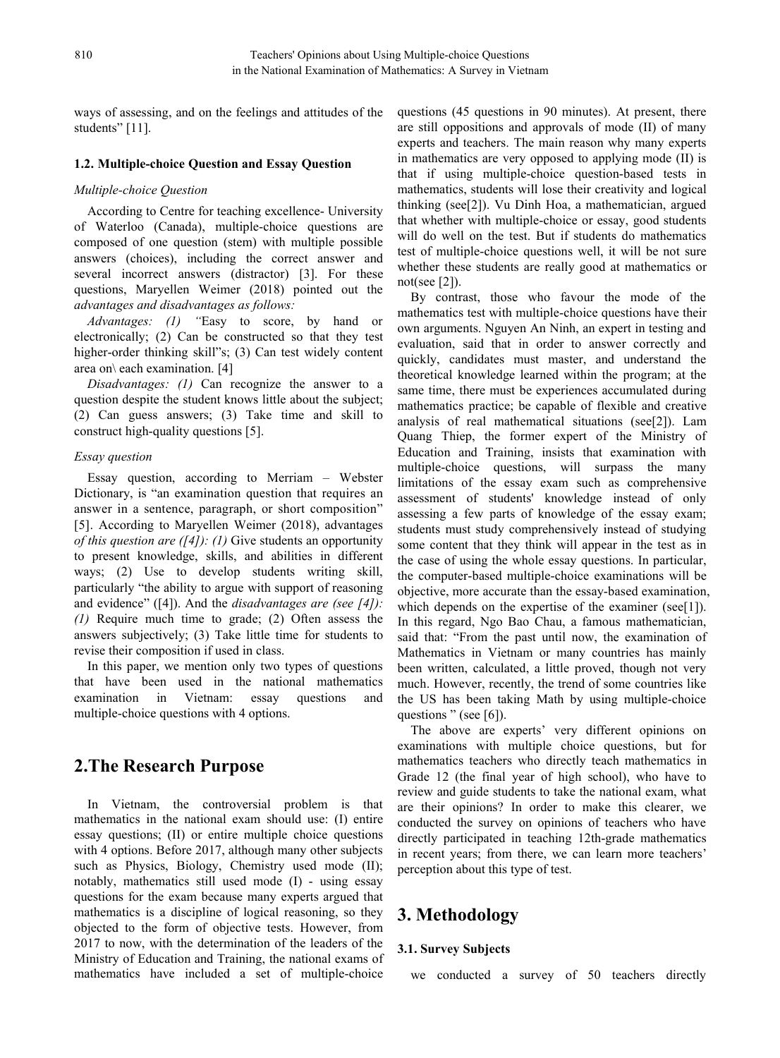ways of assessing, and on the feelings and attitudes of the students" [11].

### 1.2. Multiple-choice Question and Essay Question

*Multiple-choice Question*

According to Centre for teaching excellence- University of Waterloo (Canada), multiple-choice questions are composed of one question (stem) with multiple possible answers (choices), including the correct answer and several incorrect answers (distractor) [3]. For these questions, Maryellen Weimer (2018) pointed out the *advantages and disadvantages as follows:*

*Advantages: (1) "*Easy to score, by hand or electronically; (2) Can be constructed so that they test higher-order thinking skill"s; (3) Can test widely content area on\ each examination. [4]

*Disadvantages: (1)* Can recognize the answer to a question despite the student knows little about the subject; (2) Can guess answers; (3) Take time and skill to construct high-quality questions [5].

*Essay question*

Essay question, according to Merriam – Webster Dictionary, is "an examination question that requires an answer in a sentence, paragraph, or short composition" [5]. According to Maryellen Weimer (2018), advantages *of this question are ([4]): (1)* Give students an opportunity to present knowledge, skills, and abilities in different ways; (2) Use to develop students writing skill, particularly "the ability to argue with support of reasoning and evidence" ([4]). And the *disadvantages are (see [4]): (1)* Require much time to grade; (2) Often assess the answers subjectively; (3) Take little time for students to revise their composition if used in class.

In this paper, we mention only two types of questions that have been used in the national mathematics examination in Vietnam: essay questions and multiple-choice questions with 4 options.

## 2.The Research Purpose

In Vietnam, the controversial problem is that mathematics in the national exam should use: (I) entire essay questions; (II) or entire multiple choice questions with 4 options. Before 2017, although many other subjects such as Physics, Biology, Chemistry used mode (II); notably, mathematics still used mode (I) - using essay questions for the exam because many experts argued that mathematics is a discipline of logical reasoning, so they objected to the form of objective tests. However, from 2017 to now, with the determination of the leaders of the Ministry of Education and Training, the national exams of mathematics have included a set of multiple-choice questions (45 questions in 90 minutes). At present, there are still oppositions and approvals of mode (II) of many experts and teachers. The main reason why many experts in mathematics are very opposed to applying mode (II) is that if using multiple-choice question-based tests in mathematics, students will lose their creativity and logical thinking (see[2]). Vu Dinh Hoa, a mathematician, argued that whether with multiple-choice or essay, good students will do well on the test. But if students do mathematics test of multiple-choice questions well, it will be not sure whether these students are really good at mathematics or not(see [2]).

By contrast, those who favour the mode of the mathematics test with multiple-choice questions have their own arguments. Nguyen An Ninh, an expert in testing and evaluation, said that in order to answer correctly and quickly, candidates must master, and understand the theoretical knowledge learned within the program; at the same time, there must be experiences accumulated during mathematics practice; be capable of flexible and creative analysis of real mathematical situations (see[2]). Lam Quang Thiep, the former expert of the Ministry of Education and Training, insists that examination with multiple-choice questions, will surpass the many limitations of the essay exam such as comprehensive assessment of students' knowledge instead of only assessing a few parts of knowledge of the essay exam; students must study comprehensively instead of studying some content that they think will appear in the test as in the case of using the whole essay questions. In particular, the computer-based multiple-choice examinations will be objective, more accurate than the essay-based examination, which depends on the expertise of the examiner (see[1]). In this regard, Ngo Bao Chau, a famous mathematician, said that: "From the past until now, the examination of Mathematics in Vietnam or many countries has mainly been written, calculated, a little proved, though not very much. However, recently, the trend of some countries like the US has been taking Math by using multiple-choice questions " (see [6]).

The above are experts' very different opinions on examinations with multiple choice questions, but for mathematics teachers who directly teach mathematics in Grade 12 (the final year of high school), who have to review and guide students to take the national exam, what are their opinions? In order to make this clearer, we conducted the survey on opinions of teachers who have directly participated in teaching 12th-grade mathematics in recent years; from there, we can learn more teachers' perception about this type of test.

## 3. Methodology

### 3.1. Survey Subjects

we conducted a survey of 50 teachers directly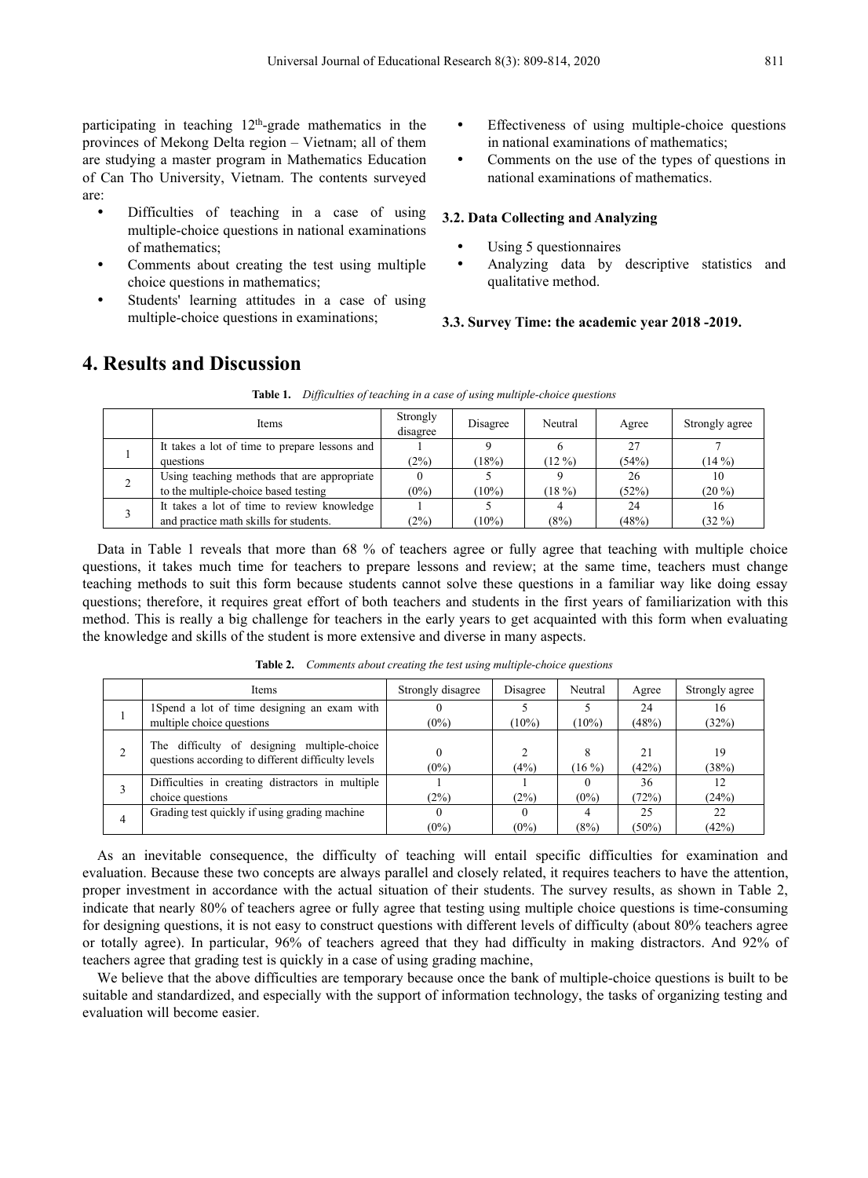participating in teaching 12th-grade mathematics in the provinces of Mekong Delta region – Vietnam; all of them are studying a master program in Mathematics Education of Can Tho University, Vietnam. The contents surveyed are:

- Difficulties of teaching in a case of using multiple-choice questions in national examinations of mathematics;
- Comments about creating the test using multiple choice questions in mathematics;
- Students' learning attitudes in a case of using multiple-choice questions in examinations;
- Effectiveness of using multiple-choice questions in national examinations of mathematics;
- Comments on the use of the types of questions in national examinations of mathematics.

### 3.2. Data Collecting and Analyzing

- Using 5 questionnaires
- Analyzing data by descriptive statistics and qualitative method.

### 3.3. Survey Time: the academic year 2018 -2019.

## 4. Results and Discussion

**Table 1.** *Difficulties of teaching in a case of using multiple-choice questions*

| | Items | Strongly disagree | Disagree | Neutral | Agree | Strongly agree |
|---|---|---|---|---|---|---|
| 1 | It takes a lot of time to prepare lessons and questions | 1 (2%) | 9 (18%) | 6 (12 %) | 27 (54%) | 7 (14 %) |
| 2 | Using teaching methods that are appropriate to the multiple-choice based testing | 0 (0%) | 5 (10%) | 9 (18 %) | 26 (52%) | 10 (20 %) |
| 3 | It takes a lot of time to review knowledge and practice math skills for students. | 1 (2%) | 5 (10%) | 4 (8%) | 24 (48%) | 16 (32 %) |

Data in Table 1 reveals that more than 68 % of teachers agree or fully agree that teaching with multiple choice questions, it takes much time for teachers to prepare lessons and review; at the same time, teachers must change teaching methods to suit this form because students cannot solve these questions in a familiar way like doing essay questions; therefore, it requires great effort of both teachers and students in the first years of familiarization with this method. This is really a big challenge for teachers in the early years to get acquainted with this form when evaluating the knowledge and skills of the student is more extensive and diverse in many aspects.

**Table 2.** *Comments about creating the test using multiple-choice questions*

| | Items | Strongly disagree | Disagree | Neutral | Agree | Strongly agree |
|---|---|---|---|---|---|---|
| 1 | 1Spend a lot of time designing an exam with multiple choice questions | 0 (0%) | 5 (10%) | 5 (10%) | 24 (48%) | 16 (32%) |
| 2 | The difficulty of designing multiple-choice questions according to different difficulty levels | 0 (0%) | 2 (4%) | 8 (16 %) | 21 (42%) | 19 (38%) |
| 3 | Difficulties in creating distractors in multiple choice questions | 1 (2%) | 1 (2%) | 0 (0%) | 36 (72%) | 12 (24%) |
| 4 | Grading test quickly if using grading machine | 0 (0%) | 0 (0%) | 4 (8%) | 25 (50%) | 22 (42%) |

As an inevitable consequence, the difficulty of teaching will entail specific difficulties for examination and evaluation. Because these two concepts are always parallel and closely related, it requires teachers to have the attention, proper investment in accordance with the actual situation of their students. The survey results, as shown in Table 2, indicate that nearly 80% of teachers agree or fully agree that testing using multiple choice questions is time-consuming for designing questions, it is not easy to construct questions with different levels of difficulty (about 80% teachers agree or totally agree). In particular, 96% of teachers agreed that they had difficulty in making distractors. And 92% of teachers agree that grading test is quickly in a case of using grading machine,

We believe that the above difficulties are temporary because once the bank of multiple-choice questions is built to be suitable and standardized, and especially with the support of information technology, the tasks of organizing testing and evaluation will become easier.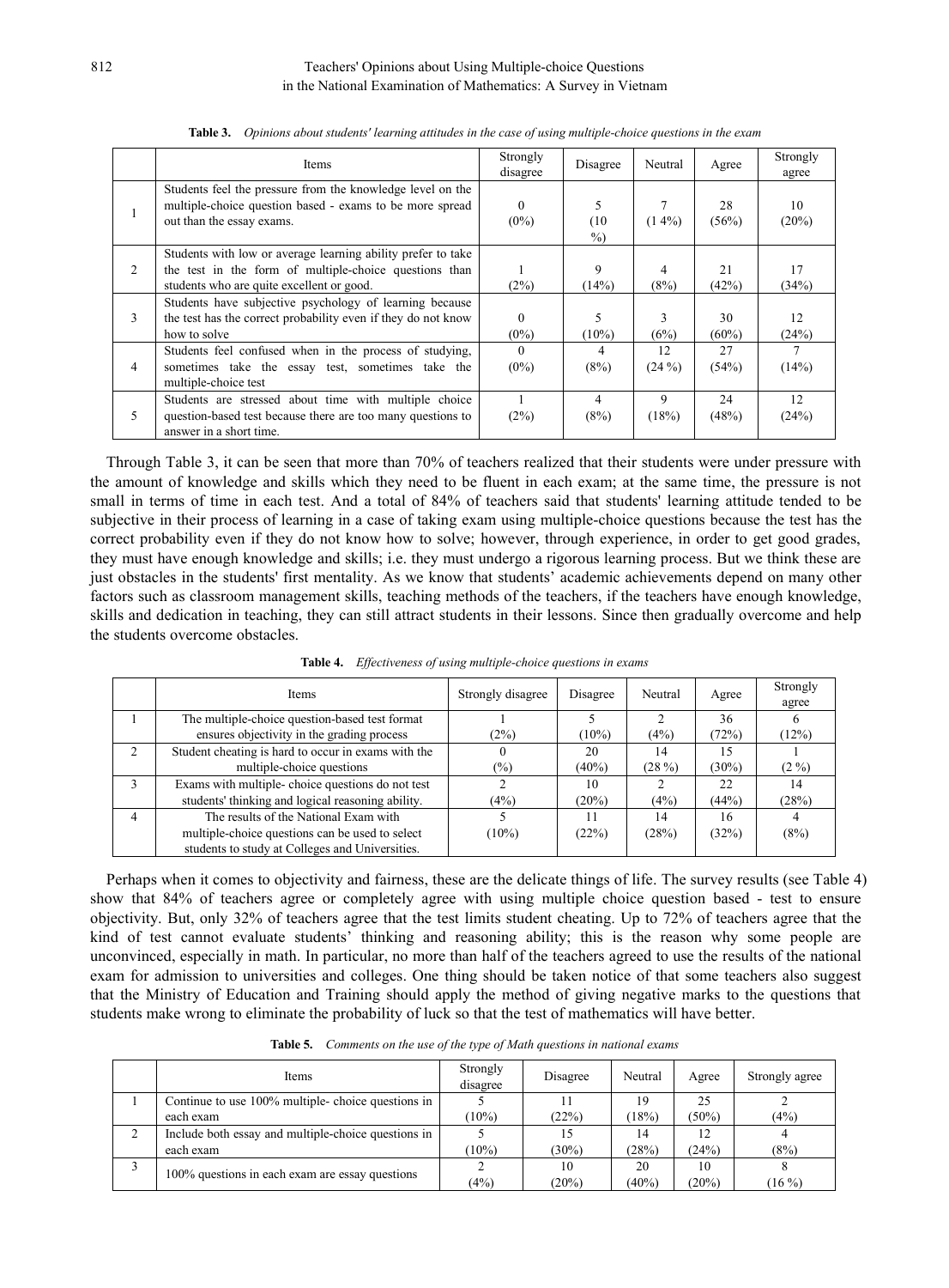**Table 3.** *Opinions about students' learning attitudes in the case of using multiple-choice questions in the exam*

| | Items | Strongly disagree | Disagree | Neutral | Agree | Strongly agree |
|---|---|---|---|---|---|---|
| 1 | Students feel the pressure from the knowledge level on the multiple-choice question based - exams to be more spread out than the essay exams. | 0 (0%) | 5 (10 %) | 7 (1 4%) | 28 (56%) | 10 (20%) |
| 2 | Students with low or average learning ability prefer to take the test in the form of multiple-choice questions than students who are quite excellent or good. | 1 (2%) | 9 (14%) | 4 (8%) | 21 (42%) | 17 (34%) |
| 3 | Students have subjective psychology of learning because the test has the correct probability even if they do not know how to solve | 0 (0%) | 5 (10%) | 3 (6%) | 30 (60%) | 12 (24%) |
| 4 | Students feel confused when in the process of studying, sometimes take the essay test, sometimes take the multiple-choice test | 0 (0%) | 4 (8%) | 12 (24 %) | 27 (54%) | 7 (14%) |
| 5 | Students are stressed about time with multiple choice question-based test because there are too many questions to answer in a short time. | 1 (2%) | 4 (8%) | 9 (18%) | 24 (48%) | 12 (24%) |

Through Table 3, it can be seen that more than 70% of teachers realized that their students were under pressure with the amount of knowledge and skills which they need to be fluent in each exam; at the same time, the pressure is not small in terms of time in each test. And a total of 84% of teachers said that students' learning attitude tended to be subjective in their process of learning in a case of taking exam using multiple-choice questions because the test has the correct probability even if they do not know how to solve; however, through experience, in order to get good grades, they must have enough knowledge and skills; i.e. they must undergo a rigorous learning process. But we think these are just obstacles in the students' first mentality. As we know that students' academic achievements depend on many other factors such as classroom management skills, teaching methods of the teachers, if the teachers have enough knowledge, skills and dedication in teaching, they can still attract students in their lessons. Since then gradually overcome and help the students overcome obstacles.

**Table 4.** *Effectiveness of using multiple-choice questions in exams*

| | Items | Strongly disagree | Disagree | Neutral | Agree | Strongly agree |
|---|---|---|---|---|---|---|
| 1 | The multiple-choice question-based test format ensures objectivity in the grading process | 1 (2%) | 5 (10%) | 2 (4%) | 36 (72%) | 6 (12%) |
| 2 | Student cheating is hard to occur in exams with the multiple-choice questions | 0 (%) | 20 (40%) | 14 (28 %) | 15 (30%) | 1 (2 %) |
| 3 | Exams with multiple- choice questions do not test students' thinking and logical reasoning ability. | 2 (4%) | 10 (20%) | 2 (4%) | 22 (44%) | 14 (28%) |
| 4 | The results of the National Exam with multiple-choice questions can be used to select students to study at Colleges and Universities. | 5 (10%) | 11 (22%) | 14 (28%) | 16 (32%) | 4 (8%) |

Perhaps when it comes to objectivity and fairness, these are the delicate things of life. The survey results (see Table 4) show that 84% of teachers agree or completely agree with using multiple choice question based - test to ensure objectivity. But, only 32% of teachers agree that the test limits student cheating. Up to 72% of teachers agree that the kind of test cannot evaluate students' thinking and reasoning ability; this is the reason why some people are unconvinced, especially in math. In particular, no more than half of the teachers agreed to use the results of the national exam for admission to universities and colleges. One thing should be taken notice of that some teachers also suggest that the Ministry of Education and Training should apply the method of giving negative marks to the questions that students make wrong to eliminate the probability of luck so that the test of mathematics will have better.

**Table 5.** *Comments on the use of the type of Math questions in national exams*

| | Items | Strongly disagree | Disagree | Neutral | Agree | Strongly agree |
|---|---|---|---|---|---|---|
| 1 | Continue to use 100% multiple- choice questions in each exam | 5 (10%) | 11 (22%) | 19 (18%) | 25 (50%) | 2 (4%) |
| 2 | Include both essay and multiple-choice questions in each exam | 5 (10%) | 15 (30%) | 14 (28%) | 12 (24%) | 4 (8%) |
| 3 | 100% questions in each exam are essay questions | 2 (4%) | 10 (20%) | 20 (40%) | 10 (20%) | 8 (16 %) |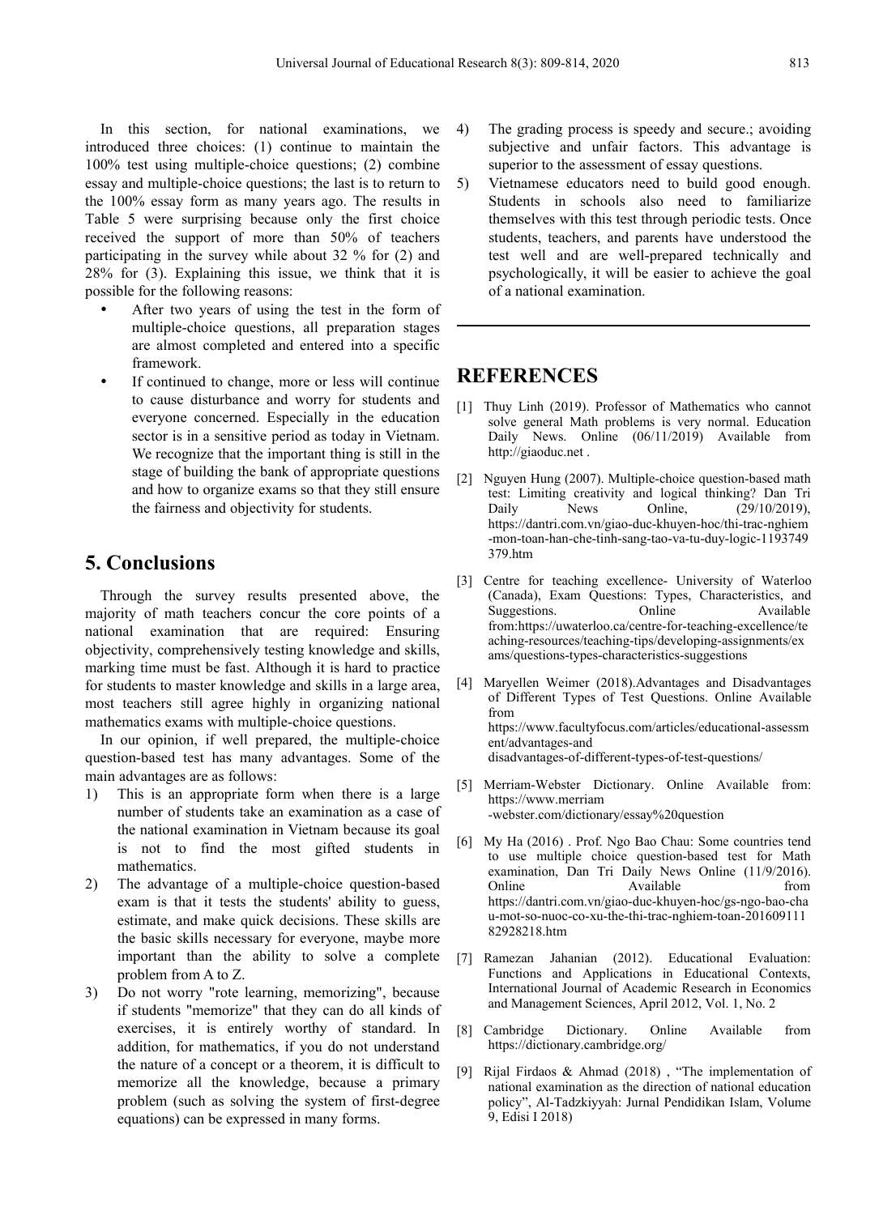In this section, for national examinations, we introduced three choices: (1) continue to maintain the 100% test using multiple-choice questions; (2) combine essay and multiple-choice questions; the last is to return to the 100% essay form as many years ago. The results in Table 5 were surprising because only the first choice received the support of more than 50% of teachers participating in the survey while about 32 % for (2) and 28% for (3). Explaining this issue, we think that it is possible for the following reasons:

- After two years of using the test in the form of multiple-choice questions, all preparation stages are almost completed and entered into a specific framework.
- If continued to change, more or less will continue to cause disturbance and worry for students and everyone concerned. Especially in the education sector is in a sensitive period as today in Vietnam. We recognize that the important thing is still in the stage of building the bank of appropriate questions and how to organize exams so that they still ensure the fairness and objectivity for students.

## 5. Conclusions

Through the survey results presented above, the majority of math teachers concur the core points of a national examination that are required: Ensuring objectivity, comprehensively testing knowledge and skills, marking time must be fast. Although it is hard to practice for students to master knowledge and skills in a large area, most teachers still agree highly in organizing national mathematics exams with multiple-choice questions.

In our opinion, if well prepared, the multiple-choice question-based test has many advantages. Some of the main advantages are as follows:

1) This is an appropriate form when there is a large number of students take an examination as a case of the national examination in Vietnam because its goal is not to find the most gifted students in mathematics.
2) The advantage of a multiple-choice question-based exam is that it tests the students' ability to guess, estimate, and make quick decisions. These skills are the basic skills necessary for everyone, maybe more important than the ability to solve a complete problem from A to Z.
3) Do not worry "rote learning, memorizing", because if students "memorize" that they can do all kinds of exercises, it is entirely worthy of standard. In addition, for mathematics, if you do not understand the nature of a concept or a theorem, it is difficult to memorize all the knowledge, because a primary problem (such as solving the system of first-degree equations) can be expressed in many forms.
4) The grading process is speedy and secure.; avoiding subjective and unfair factors. This advantage is superior to the assessment of essay questions.
5) Vietnamese educators need to build good enough. Students in schools also need to familiarize themselves with this test through periodic tests. Once students, teachers, and parents have understood the test well and are well-prepared technically and psychologically, it will be easier to achieve the goal of a national examination.

## REFERENCES

[1] Thuy Linh (2019). Professor of Mathematics who cannot solve general Math problems is very normal. Education Daily News. Online (06/11/2019) Available from http://giaoduc.net .

[2] Nguyen Hung (2007). Multiple-choice question-based math test: Limiting creativity and logical thinking? Dan Tri Daily News Online, (29/10/2019), https://dantri.com.vn/giao-duc-khuyen-hoc/thi-trac-nghiem-mon-toan-han-che-tinh-sang-tao-va-tu-duy-logic-1193749379.htm

[3] Centre for teaching excellence- University of Waterloo (Canada), Exam Questions: Types, Characteristics, and Suggestions. Online Available from:https://uwaterloo.ca/centre-for-teaching-excellence/teaching-resources/teaching-tips/developing-assignments/exams/questions-types-characteristics-suggestions

[4] Maryellen Weimer (2018).Advantages and Disadvantages of Different Types of Test Questions. Online Available from https://www.facultyfocus.com/articles/educational-assessment/advantages-and disadvantages-of-different-types-of-test-questions/

[5] Merriam-Webster Dictionary. Online Available from: https://www.merriam -webster.com/dictionary/essay%20question

[6] My Ha (2016) . Prof. Ngo Bao Chau: Some countries tend to use multiple choice question-based test for Math examination, Dan Tri Daily News Online (11/9/2016). Online Available from https://dantri.com.vn/giao-duc-khuyen-hoc/gs-ngo-bao-chau-mot-so-nuoc-co-xu-the-thi-trac-nghiem-toan-2016091118292 8218.htm

[7] Ramezan Jahanian (2012). Educational Evaluation: Functions and Applications in Educational Contexts, International Journal of Academic Research in Economics and Management Sciences, April 2012, Vol. 1, No. 2

[8] Cambridge Dictionary. Online Available from https://dictionary.cambridge.org/

[9] Rijal Firdaos & Ahmad (2018) , "The implementation of national examination as the direction of national education policy", Al-Tadzkiyyah: Jurnal Pendidikan Islam, Volume 9, Edisi I 2018)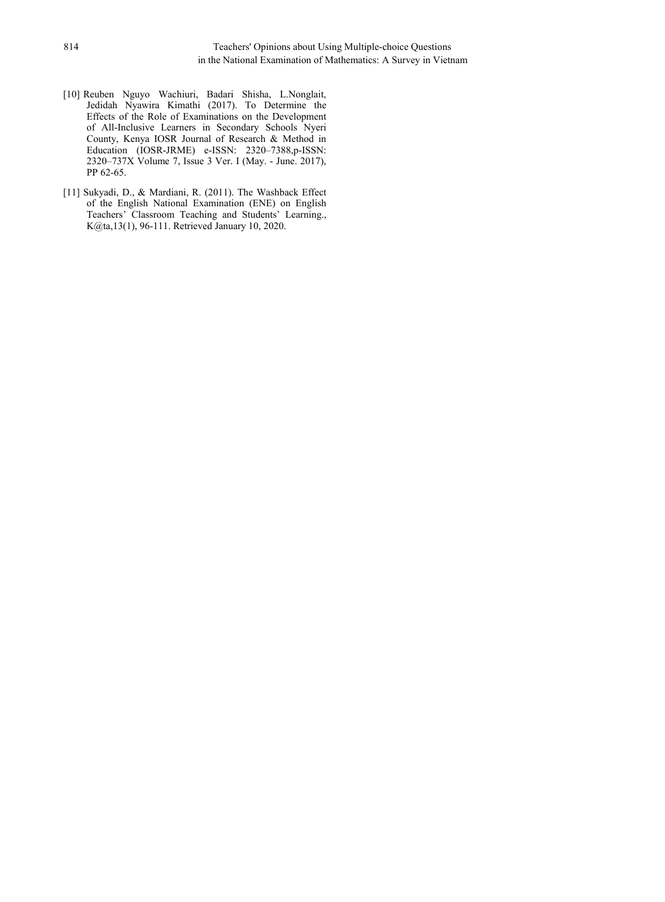[10] Reuben Nguyo Wachiuri, Badari Shisha, L.Nonglait, Jedidah Nyawira Kimathi (2017). To Determine the Effects of the Role of Examinations on the Development of All-Inclusive Learners in Secondary Schools Nyeri County, Kenya IOSR Journal of Research & Method in Education (IOSR-JRME) e-ISSN: 2320–7388,p-ISSN: 2320–737X Volume 7, Issue 3 Ver. I (May. - June. 2017), PP 62-65.

[11] Sukyadi, D., & Mardiani, R. (2011). The Washback Effect of the English National Examination (ENE) on English Teachers' Classroom Teaching and Students' Learning., K@ta,13(1), 96-111. Retrieved January 10, 2020.